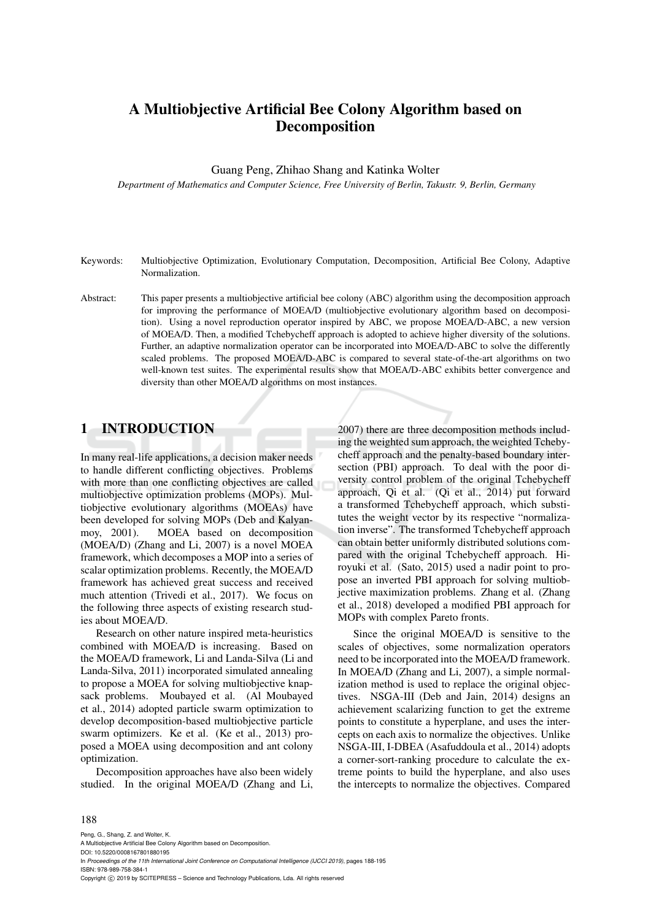# A Multiobjective Artificial Bee Colony Algorithm based on Decomposition

Guang Peng, Zhihao Shang and Katinka Wolter

*Department of Mathematics and Computer Science, Free University of Berlin, Takustr. 9, Berlin, Germany*

Keywords: Multiobjective Optimization, Evolutionary Computation, Decomposition, Artificial Bee Colony, Adaptive Normalization.

Abstract: This paper presents a multiobjective artificial bee colony (ABC) algorithm using the decomposition approach for improving the performance of MOEA/D (multiobjective evolutionary algorithm based on decomposition). Using a novel reproduction operator inspired by ABC, we propose MOEA/D-ABC, a new version of MOEA/D. Then, a modified Tchebycheff approach is adopted to achieve higher diversity of the solutions. Further, an adaptive normalization operator can be incorporated into MOEA/D-ABC to solve the differently scaled problems. The proposed MOEA/D-ABC is compared to several state-of-the-art algorithms on two well-known test suites. The experimental results show that MOEA/D-ABC exhibits better convergence and diversity than other MOEA/D algorithms on most instances.

## 1 INTRODUCTION

In many real-life applications, a decision maker needs to handle different conflicting objectives. Problems with more than one conflicting objectives are called multiobjective optimization problems (MOPs). Multiobjective evolutionary algorithms (MOEAs) have been developed for solving MOPs (Deb and Kalyanmoy, 2001). MOEA based on decomposition (MOEA/D) (Zhang and Li, 2007) is a novel MOEA framework, which decomposes a MOP into a series of scalar optimization problems. Recently, the MOEA/D framework has achieved great success and received much attention (Trivedi et al., 2017). We focus on the following three aspects of existing research studies about MOEA/D.

Research on other nature inspired meta-heuristics combined with MOEA/D is increasing. Based on the MOEA/D framework, Li and Landa-Silva (Li and Landa-Silva, 2011) incorporated simulated annealing to propose a MOEA for solving multiobjective knapsack problems. Moubayed et al. (Al Moubayed et al., 2014) adopted particle swarm optimization to develop decomposition-based multiobjective particle swarm optimizers. Ke et al. (Ke et al., 2013) proposed a MOEA using decomposition and ant colony optimization.

Decomposition approaches have also been widely studied. In the original MOEA/D (Zhang and Li, 2007) there are three decomposition methods including the weighted sum approach, the weighted Tchebycheff approach and the penalty-based boundary intersection (PBI) approach. To deal with the poor diversity control problem of the original Tchebycheff approach, Qi et al. (Qi et al., 2014) put forward a transformed Tchebycheff approach, which substitutes the weight vector by its respective "normalization inverse". The transformed Tchebycheff approach can obtain better uniformly distributed solutions compared with the original Tchebycheff approach. Hiroyuki et al. (Sato, 2015) used a nadir point to propose an inverted PBI approach for solving multiobjective maximization problems. Zhang et al. (Zhang et al., 2018) developed a modified PBI approach for MOPs with complex Pareto fronts.

Since the original MOEA/D is sensitive to the scales of objectives, some normalization operators need to be incorporated into the MOEA/D framework. In MOEA/D (Zhang and Li, 2007), a simple normalization method is used to replace the original objectives. NSGA-III (Deb and Jain, 2014) designs an achievement scalarizing function to get the extreme points to constitute a hyperplane, and uses the intercepts on each axis to normalize the objectives. Unlike NSGA-III, I-DBEA (Asafuddoula et al., 2014) adopts a corner-sort-ranking procedure to calculate the extreme points to build the hyperplane, and also uses the intercepts to normalize the objectives. Compared

Peng, G., Shang, Z. and Wolter, K.
A Multiobjective Artificial Bee Colony Algorithm based on Decomposition.
DOI: 10.5220/0008167801880195
In *Proceedings of the 11th International Joint Conference on Computational Intelligence (IJCCI 2019)*, pages 188-195
ISBN: 978-989-758-384-1
Copyright © 2019 by SCITEPRESS – Science and Technology Publications, Lda. All rights reserved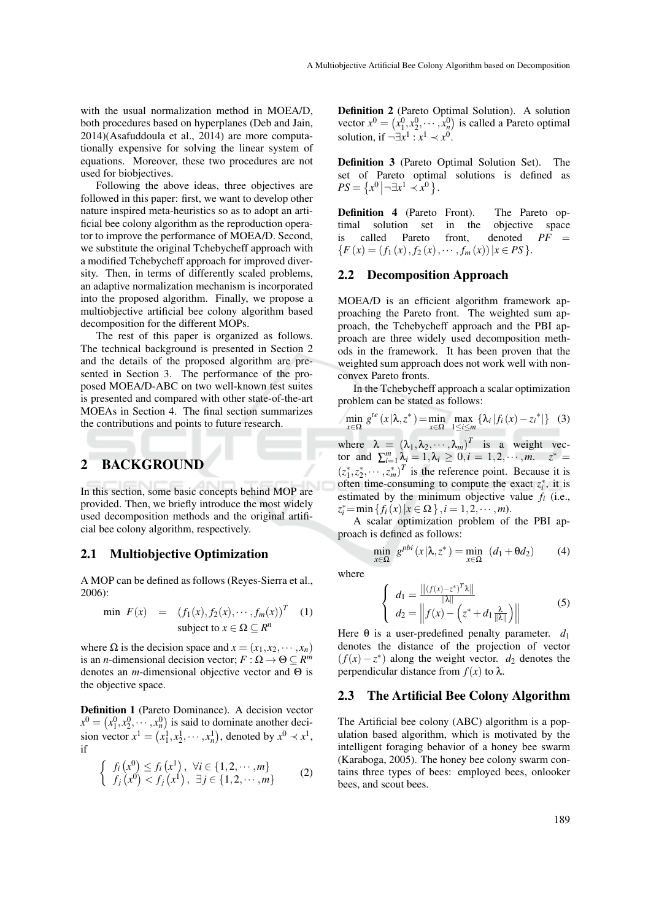with the usual normalization method in MOEA/D, both procedures based on hyperplanes (Deb and Jain, 2014)(Asafuddoula et al., 2014) are more computationally expensive for solving the linear system of equations. Moreover, these two procedures are not used for biobjectives.

Following the above ideas, three objectives are followed in this paper: first, we want to develop other nature inspired meta-heuristics so as to adopt an artificial bee colony algorithm as the reproduction operator to improve the performance of MOEA/D. Second, we substitute the original Tchebycheff approach with a modified Tchebycheff approach for improved diversity. Then, in terms of differently scaled problems, an adaptive normalization mechanism is incorporated into the proposed algorithm. Finally, we propose a multiobjective artificial bee colony algorithm based decomposition for the different MOPs.

The rest of this paper is organized as follows. The technical background is presented in Section 2 and the details of the proposed algorithm are presented in Section 3. The performance of the proposed MOEA/D-ABC on two well-known test suites is presented and compared with other state-of-the-art MOEAs in Section 4. The final section summarizes the contributions and points to future research.

## 2 BACKGROUND

In this section, some basic concepts behind MOP are provided. Then, we briefly introduce the most widely used decomposition methods and the original artificial bee colony algorithm, respectively.

### 2.1 Multiobjective Optimization

A MOP can be defined as follows (Reyes-Sierra et al., 2006):

$$\min \; F(x) = (f_1(x), f_2(x), \cdots, f_m(x))^T \quad \text{subject to } x \in \Omega \subseteq R^n \tag{1}$$

where $\Omega$ is the decision space and $x = (x_1, x_2, \cdots, x_n)$ is an $n$-dimensional decision vector; $F : \Omega \rightarrow \Theta \subseteq R^m$ denotes an $m$-dimensional objective vector and $\Theta$ is the objective space.

**Definition 1** (Pareto Dominance). A decision vector $x^0 = (x_1^0, x_2^0, \cdots, x_n^0)$ is said to dominate another decision vector $x^1 = (x_1^1, x_2^1, \cdots, x_n^1)$, denoted by $x^0 \prec x^1$, if

$$\begin{cases} f_i(x^0) \leq f_i(x^1), & \forall i \in \{1, 2, \cdots, m\} \\ f_j(x^0) < f_j(x^1), & \exists j \in \{1, 2, \cdots, m\} \end{cases} \tag{2}$$

**Definition 2** (Pareto Optimal Solution). A solution vector $x^0 = (x_1^0, x_2^0, \cdots, x_n^0)$ is called a Pareto optimal solution, if $\neg \exists x^1 : x^1 \prec x^0$.

**Definition 3** (Pareto Optimal Solution Set). The set of Pareto optimal solutions is defined as $PS = \{x^0 \,|\, \neg \exists x^1 \prec x^0\}$.

**Definition 4** (Pareto Front). The Pareto optimal solution set in the objective space is called Pareto front, denoted $PF = \{F(x) = (f_1(x), f_2(x), \cdots, f_m(x)) \,|\, x \in PS\}$.

### 2.2 Decomposition Approach

MOEA/D is an efficient algorithm framework approaching the Pareto front. The weighted sum approach, the Tchebycheff approach and the PBI approach are three widely used decomposition methods in the framework. It has been proven that the weighted sum approach does not work well with nonconvex Pareto fronts.

In the Tchebycheff approach a scalar optimization problem can be stated as follows:

$$\min_{x \in \Omega} g^{te}(x|\lambda, z^*) = \min_{x \in \Omega} \max_{1 \leq i \leq m} \{\lambda_i |f_i(x) - z_i^*|\} \tag{3}$$

where $\lambda = (\lambda_1, \lambda_2, \cdots, \lambda_m)^T$ is a weight vector and $\sum_{i=1}^{m} \lambda_i = 1, \lambda_i \geq 0, i = 1, 2, \cdots, m$. $z^* = (z_1^*, z_2^*, \cdots, z_m^*)^T$ is the reference point. Because it is often time-consuming to compute the exact $z_i^*$, it is estimated by the minimum objective value $f_i$ (i.e., $z_i^* = \min\{f_i(x) | x \in \Omega\}, i = 1, 2, \cdots, m$).

A scalar optimization problem of the PBI approach is defined as follows:

$$\min_{x \in \Omega} g^{pbi}(x|\lambda, z^*) = \min_{x \in \Omega} (d_1 + \theta d_2) \tag{4}$$

where

$$\begin{cases} d_1 = \frac{\left\|(f(x) - z^*)^T \lambda\right\|}{\|\lambda\|} \\ d_2 = \left\| f(x) - \left(z^* + d_1 \frac{\lambda}{\|\lambda\|}\right) \right\| \end{cases} \tag{5}$$

Here $\theta$ is a user-predefined penalty parameter. $d_1$ denotes the distance of the projection of vector $(f(x) - z^*)$ along the weight vector. $d_2$ denotes the perpendicular distance from $f(x)$ to $\lambda$.

### 2.3 The Artificial Bee Colony Algorithm

The Artificial bee colony (ABC) algorithm is a population based algorithm, which is motivated by the intelligent foraging behavior of a honey bee swarm (Karaboga, 2005). The honey bee colony swarm contains three types of bees: employed bees, onlooker bees, and scout bees.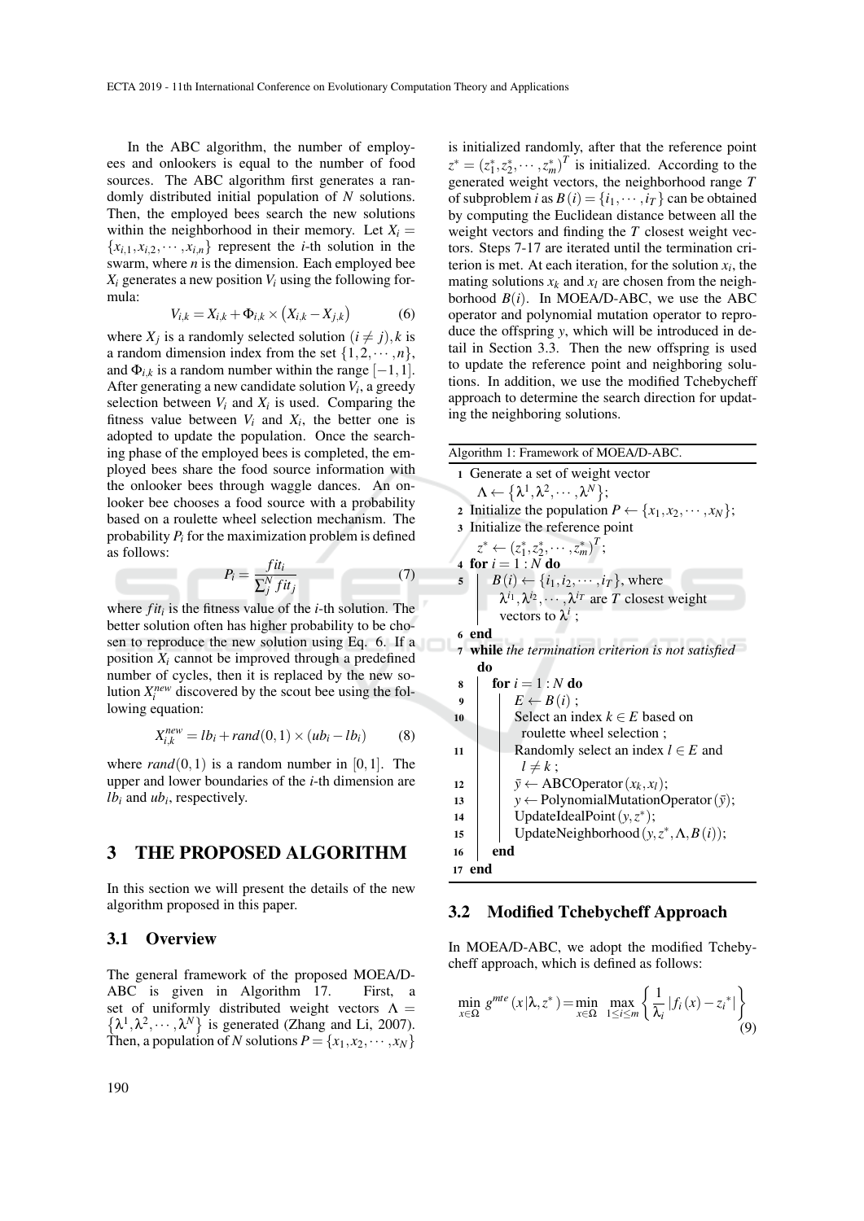In the ABC algorithm, the number of employees and onlookers is equal to the number of food sources. The ABC algorithm first generates a randomly distributed initial population of $N$ solutions. Then, the employed bees search the new solutions within the neighborhood in their memory. Let $X_i = \{x_{i,1}, x_{i,2}, \cdots, x_{i,n}\}$ represent the $i$-th solution in the swarm, where $n$ is the dimension. Each employed bee $X_i$ generates a new position $V_i$ using the following formula:

$$V_{i,k} = X_{i,k} + \Phi_{i,k} \times \left(X_{i,k} - X_{j,k}\right) \tag{6}$$

where $X_j$ is a randomly selected solution $(i \neq j)$, $k$ is a random dimension index from the set $\{1, 2, \cdots, n\}$, and $\Phi_{i,k}$ is a random number within the range $[-1, 1]$. After generating a new candidate solution $V_i$, a greedy selection between $V_i$ and $X_i$ is used. Comparing the fitness value between $V_i$ and $X_i$, the better one is adopted to update the population. Once the searching phase of the employed bees is completed, the employed bees share the food source information with the onlooker bees through waggle dances. An onlooker bee chooses a food source with a probability based on a roulette wheel selection mechanism. The probability $P_i$ for the maximization problem is defined as follows:

$$P_i = \frac{fit_i}{\sum_j^N fit_j} \tag{7}$$

where $fit_i$ is the fitness value of the $i$-th solution. The better solution often has higher probability to be chosen to reproduce the new solution using Eq. 6. If a position $X_i$ cannot be improved through a predefined number of cycles, then it is replaced by the new solution $X_i^{new}$ discovered by the scout bee using the following equation:

$$X_{i,k}^{new} = lb_i + rand(0,1) \times (ub_i - lb_i) \tag{8}$$

where $rand(0,1)$ is a random number in $[0,1]$. The upper and lower boundaries of the $i$-th dimension are $lb_i$ and $ub_i$, respectively.

## 3 THE PROPOSED ALGORITHM

In this section we will present the details of the new algorithm proposed in this paper.

### 3.1 Overview

The general framework of the proposed MOEA/D-ABC is given in Algorithm 17. First, a set of uniformly distributed weight vectors $\Lambda = \{\lambda^1, \lambda^2, \cdots, \lambda^N\}$ is generated (Zhang and Li, 2007). Then, a population of $N$ solutions $P = \{x_1, x_2, \cdots, x_N\}$ is initialized randomly, after that the reference point $z^* = (z_1^*, z_2^*, \cdots, z_m^*)^T$ is initialized. According to the generated weight vectors, the neighborhood range $T$ of subproblem $i$ as $B(i) = \{i_1, \cdots, i_T\}$ can be obtained by computing the Euclidean distance between all the weight vectors and finding the $T$ closest weight vectors. Steps 7-17 are iterated until the termination criterion is met. At each iteration, for the solution $x_i$, the mating solutions $x_k$ and $x_l$ are chosen from the neighborhood $B(i)$. In MOEA/D-ABC, we use the ABC operator and polynomial mutation operator to reproduce the offspring $y$, which will be introduced in detail in Section 3.3. Then the new offspring is used to update the reference point and neighboring solutions. In addition, we use the modified Tchebycheff approach to determine the search direction for updating the neighboring solutions.

**Algorithm 1:** Framework of MOEA/D-ABC.

```
1  Generate a set of weight vector
     Λ ← {λ^1, λ^2, ..., λ^N};
2  Initialize the population P ← {x_1, x_2, ..., x_N};
3  Initialize the reference point
     z* ← (z*_1, z*_2, ..., z*_m)^T;
4  for i = 1 : N do
5      B(i) ← {i_1, i_2, ..., i_T}, where
         λ^{i_1}, λ^{i_2}, ..., λ^{i_T} are T closest weight
         vectors to λ^i ;
6  end
7  while the termination criterion is not satisfied
     do
8      for i = 1 : N do
9          E ← B(i) ;
10         Select an index k ∈ E based on
             roulette wheel selection ;
11         Randomly select an index l ∈ E and
             l ≠ k ;
12         ȳ ← ABCOperator(x_k, x_l);
13         y ← PolynomialMutationOperator(ȳ);
14         UpdateIdealPoint(y, z*);
15         UpdateNeighborhood(y, z*, Λ, B(i));
16     end
17 end
```

### 3.2 Modified Tchebycheff Approach

In MOEA/D-ABC, we adopt the modified Tchebycheff approach, which is defined as follows:

$$\min_{x \in \Omega} g^{mte}(x|\lambda, z^*) = \min_{x \in \Omega} \max_{1 \leq i \leq m} \left\{ \frac{1}{\lambda_i} \left| f_i(x) - z_i^* \right| \right\} \tag{9}$$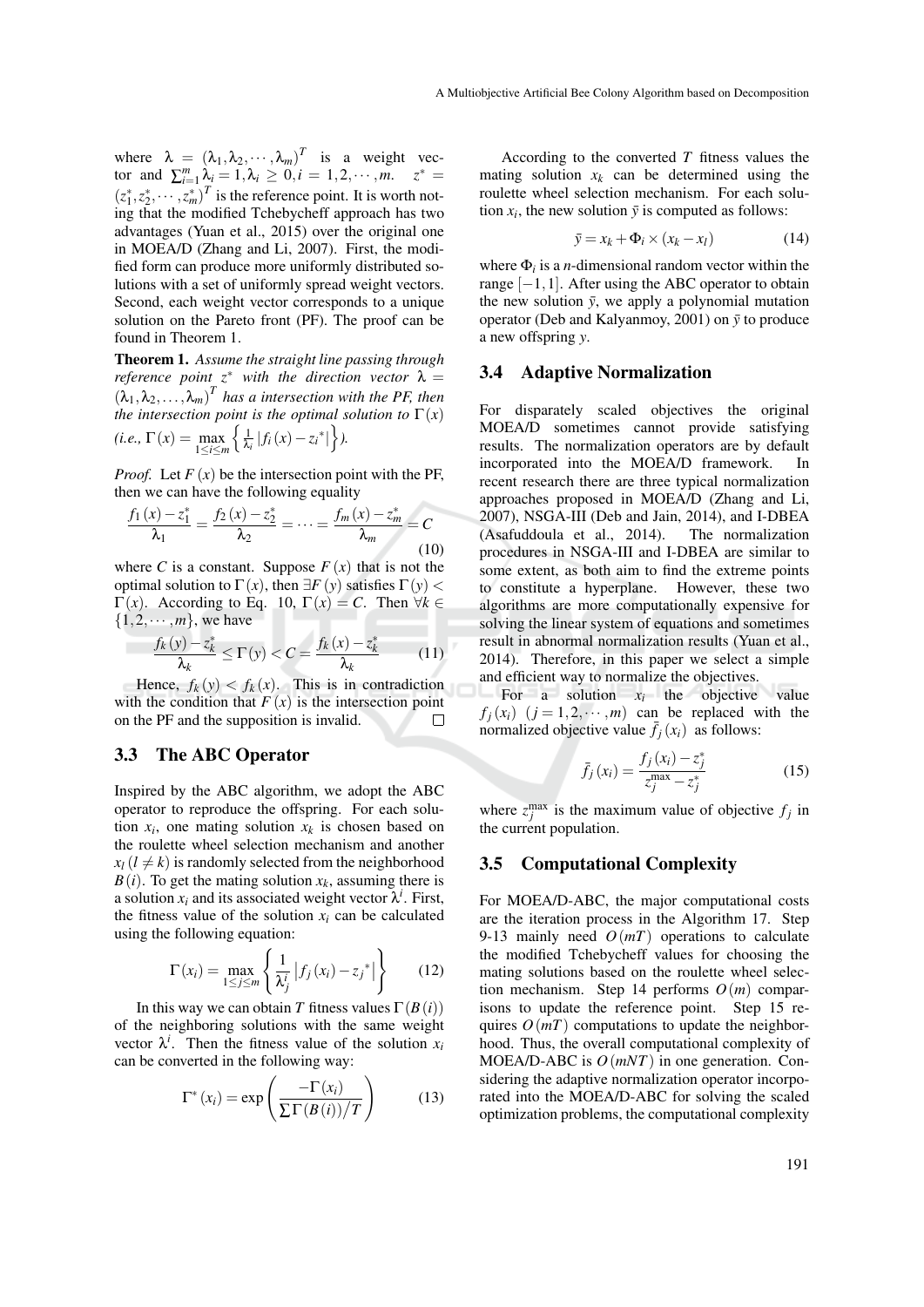where $\lambda = (\lambda_1, \lambda_2, \cdots, \lambda_m)^T$ is a weight vector and $\sum_{i=1}^{m} \lambda_i = 1, \lambda_i \geq 0, i = 1, 2, \cdots, m$. $z^* = (z_1^*, z_2^*, \cdots, z_m^*)^T$ is the reference point. It is worth noting that the modified Tchebycheff approach has two advantages (Yuan et al., 2015) over the original one in MOEA/D (Zhang and Li, 2007). First, the modified form can produce more uniformly distributed solutions with a set of uniformly spread weight vectors. Second, each weight vector corresponds to a unique solution on the Pareto front (PF). The proof can be found in Theorem 1.

**Theorem 1.** *Assume the straight line passing through reference point $z^*$ with the direction vector $\lambda = (\lambda_1, \lambda_2, \ldots, \lambda_m)^T$ has a intersection with the PF, then the intersection point is the optimal solution to $\Gamma(x)$ (i.e., $\Gamma(x) = \max_{1 \leq i \leq m} \left\{ \frac{1}{\lambda_i} |f_i(x) - z_i{}^*| \right\}$).*

*Proof.* Let $F(x)$ be the intersection point with the PF, then we can have the following equality

$$\frac{f_1(x) - z_1^*}{\lambda_1} = \frac{f_2(x) - z_2^*}{\lambda_2} = \cdots = \frac{f_m(x) - z_m^*}{\lambda_m} = C \tag{10}$$

where $C$ is a constant. Suppose $F(x)$ that is not the optimal solution to $\Gamma(x)$, then $\exists F(y)$ satisfies $\Gamma(y) < \Gamma(x)$. According to Eq. 10, $\Gamma(x) = C$. Then $\forall k \in \{1, 2, \cdots, m\}$, we have

$$\frac{f_k(y) - z_k^*}{\lambda_k} \leq \Gamma(y) < C = \frac{f_k(x) - z_k^*}{\lambda_k} \tag{11}$$

Hence, $f_k(y) < f_k(x)$. This is in contradiction with the condition that $F(x)$ is the intersection point on the PF and the supposition is invalid. $\square$

### 3.3 The ABC Operator

Inspired by the ABC algorithm, we adopt the ABC operator to reproduce the offspring. For each solution $x_i$, one mating solution $x_k$ is chosen based on the roulette wheel selection mechanism and another $x_l\,(l \neq k)$ is randomly selected from the neighborhood $B(i)$. To get the mating solution $x_k$, assuming there is a solution $x_i$ and its associated weight vector $\lambda^i$. First, the fitness value of the solution $x_i$ can be calculated using the following equation:

$$\Gamma(x_i) = \max_{1 \leq j \leq m} \left\{ \frac{1}{\lambda_j^i} \left| f_j(x_i) - z_j{}^* \right| \right\} \tag{12}$$

In this way we can obtain $T$ fitness values $\Gamma(B(i))$ of the neighboring solutions with the same weight vector $\lambda^i$. Then the fitness value of the solution $x_i$ can be converted in the following way:

$$\Gamma^*(x_i) = \exp\left( \frac{-\Gamma(x_i)}{\sum \Gamma(B(i)) / T} \right) \tag{13}$$

According to the converted $T$ fitness values the mating solution $x_k$ can be determined using the roulette wheel selection mechanism. For each solution $x_i$, the new solution $\bar{y}$ is computed as follows:

$$\bar{y} = x_k + \Phi_i \times (x_k - x_l) \tag{14}$$

where $\Phi_i$ is a $n$-dimensional random vector within the range $[-1, 1]$. After using the ABC operator to obtain the new solution $\bar{y}$, we apply a polynomial mutation operator (Deb and Kalyanmoy, 2001) on $\bar{y}$ to produce a new offspring $y$.

### 3.4 Adaptive Normalization

For disparately scaled objectives the original MOEA/D sometimes cannot provide satisfying results. The normalization operators are by default incorporated into the MOEA/D framework. In recent research there are three typical normalization approaches proposed in MOEA/D (Zhang and Li, 2007), NSGA-III (Deb and Jain, 2014), and I-DBEA (Asafuddoula et al., 2014). The normalization procedures in NSGA-III and I-DBEA are similar to some extent, as both aim to find the extreme points to constitute a hyperplane. However, these two algorithms are more computationally expensive for solving the linear system of equations and sometimes result in abnormal normalization results (Yuan et al., 2014). Therefore, in this paper we select a simple and efficient way to normalize the objectives.

For a solution $x_i$ the objective value $f_j(x_i)\ (j = 1, 2, \cdots, m)$ can be replaced with the normalized objective value $\bar{f}_j(x_i)$ as follows:

$$\bar{f}_j(x_i) = \frac{f_j(x_i) - z_j^*}{z_j^{\max} - z_j^*} \tag{15}$$

where $z_j^{\max}$ is the maximum value of objective $f_j$ in the current population.

### 3.5 Computational Complexity

For MOEA/D-ABC, the major computational costs are the iteration process in the Algorithm 17. Step 9-13 mainly need $O(mT)$ operations to calculate the modified Tchebycheff values for choosing the mating solutions based on the roulette wheel selection mechanism. Step 14 performs $O(m)$ comparisons to update the reference point. Step 15 requires $O(mT)$ computations to update the neighborhood. Thus, the overall computational complexity of MOEA/D-ABC is $O(mNT)$ in one generation. Considering the adaptive normalization operator incorporated into the MOEA/D-ABC for solving the scaled optimization problems, the computational complexity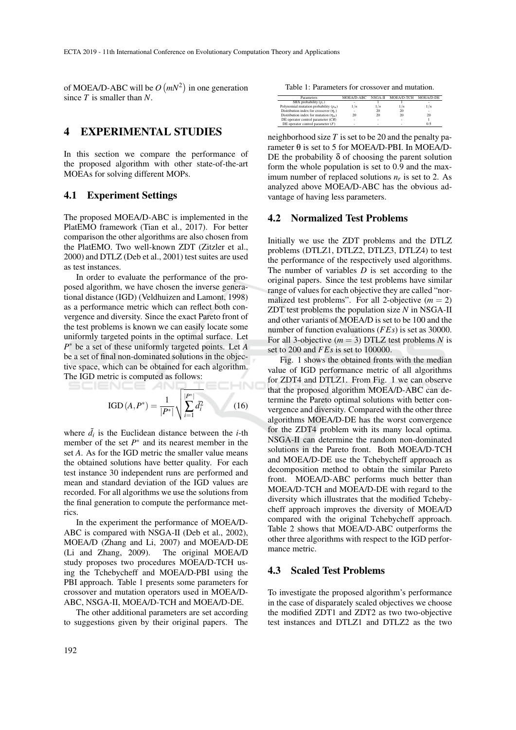of MOEA/D-ABC will be $O(mN^2)$ in one generation since $T$ is smaller than $N$.

## 4 EXPERIMENTAL STUDIES

In this section we compare the performance of the proposed algorithm with other state-of-the-art MOEAs for solving different MOPs.

### 4.1 Experiment Settings

The proposed MOEA/D-ABC is implemented in the PlatEMO framework (Tian et al., 2017). For better comparison the other algorithms are also chosen from the PlatEMO. Two well-known ZDT (Zitzler et al., 2000) and DTLZ (Deb et al., 2001) test suites are used as test instances.

In order to evaluate the performance of the proposed algorithm, we have chosen the inverse generational distance (IGD) (Veldhuizen and Lamont, 1998) as a performance metric which can reflect both convergence and diversity. Since the exact Pareto front of the test problems is known we can easily locate some uniformly targeted points in the optimal surface. Let $P^*$ be a set of these uniformly targeted points. Let $A$ be a set of final non-dominated solutions in the objective space, which can be obtained for each algorithm. The IGD metric is computed as follows:

$$\mathrm{IGD}(A, P^*) = \frac{1}{|P^*|}\sqrt{\sum_{i=1}^{|P^*|} \tilde{d}_i^2} \tag{16}$$

where $\tilde{d}_i$ is the Euclidean distance between the $i$-th member of the set $P^*$ and its nearest member in the set $A$. As for the IGD metric the smaller value means the obtained solutions have better quality. For each test instance 30 independent runs are performed and mean and standard deviation of the IGD values are recorded. For all algorithms we use the solutions from the final generation to compute the performance metrics.

In the experiment the performance of MOEA/D-ABC is compared with NSGA-II (Deb et al., 2002), MOEA/D (Zhang and Li, 2007) and MOEA/D-DE (Li and Zhang, 2009). The original MOEA/D study proposes two procedures MOEA/D-TCH using the Tchebycheff and MOEA/D-PBI using the PBI approach. Table 1 presents some parameters for crossover and mutation operators used in MOEA/D-ABC, NSGA-II, MOEA/D-TCH and MOEA/D-DE.

The other additional parameters are set according to suggestions given by their original papers. The

Table 1: Parameters for crossover and mutation.

| Parameters | MOEA/D-ABC | NSGA-II | MOEA/D-TCH | MOEA/D-DE |
|---|---|---|---|---|
| SBX probability ($p_c$) | - | 1 | 1 | - |
| Polynomial mutation probability ($p_m$) | $1/n$ | $1/n$ | $1/n$ | $1/n$ |
| Distribution index for crossover ($\eta_c$) | - | 20 | 20 | - |
| Distribution index for mutation ($\eta_m$) | 20 | 20 | 20 | 20 |
| DE operator control parameter ($CR$) | - | - | - | 1 |
| DE operator control parameter ($F$) | - | - | - | 0.5 |

neighborhood size $T$ is set to be 20 and the penalty parameter $\theta$ is set to 5 for MOEA/D-PBI. In MOEA/D-DE the probability $\delta$ of choosing the parent solution form the whole population is set to 0.9 and the maximum number of replaced solutions $n_r$ is set to 2. As analyzed above MOEA/D-ABC has the obvious advantage of having less parameters.

### 4.2 Normalized Test Problems

Initially we use the ZDT problems and the DTLZ problems (DTLZ1, DTLZ2, DTLZ3, DTLZ4) to test the performance of the respectively used algorithms. The number of variables $D$ is set according to the original papers. Since the test problems have similar range of values for each objective they are called "normalized test problems". For all 2-objective ($m = 2$) ZDT test problems the population size $N$ in NSGA-II and other variants of MOEA/D is set to be 100 and the number of function evaluations ($FEs$) is set as 30000. For all 3-objective ($m = 3$) DTLZ test problems $N$ is set to 200 and $FEs$ is set to 100000.

Fig. 1 shows the obtained fronts with the median value of IGD performance metric of all algorithms for ZDT4 and DTLZ1. From Fig. 1 we can observe that the proposed algorithm MOEA/D-ABC can determine the Pareto optimal solutions with better convergence and diversity. Compared with the other three algorithms MOEA/D-DE has the worst convergence for the ZDT4 problem with its many local optima. NSGA-II can determine the random non-dominated solutions in the Pareto front. Both MOEA/D-TCH and MOEA/D-DE use the Tchebycheff approach as decomposition method to obtain the similar Pareto front. MOEA/D-ABC performs much better than MOEA/D-TCH and MOEA/D-DE with regard to the diversity which illustrates that the modified Tchebycheff approach improves the diversity of MOEA/D compared with the original Tchebycheff approach. Table 2 shows that MOEA/D-ABC outperforms the other three algorithms with respect to the IGD performance metric.

### 4.3 Scaled Test Problems

To investigate the proposed algorithm's performance in the case of disparately scaled objectives we choose the modified ZDT1 and ZDT2 as two two-objective test instances and DTLZ1 and DTLZ2 as the two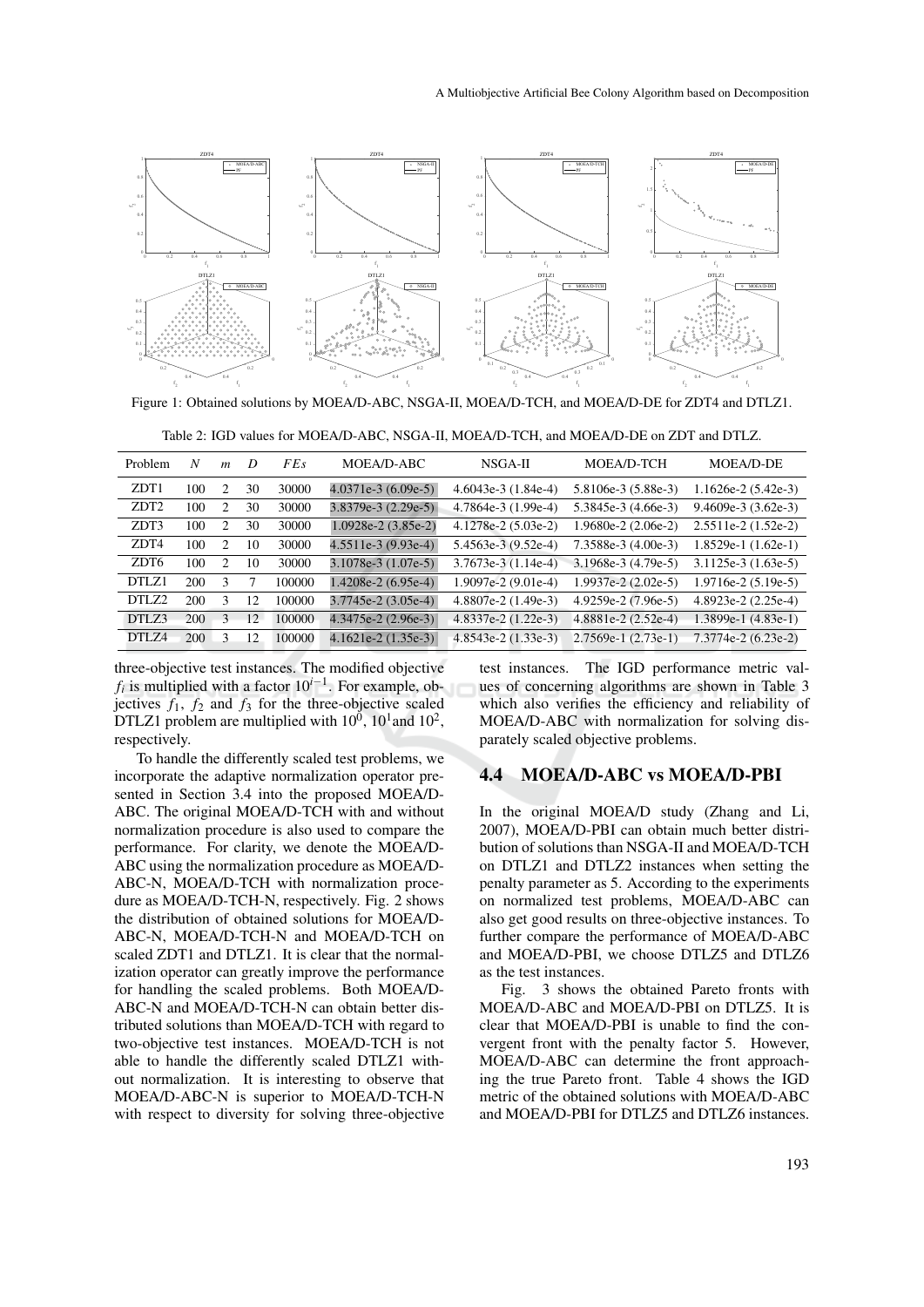Figure 1: Obtained solutions by MOEA/D-ABC, NSGA-II, MOEA/D-TCH, and MOEA/D-DE for ZDT4 and DTLZ1.

Table 2: IGD values for MOEA/D-ABC, NSGA-II, MOEA/D-TCH, and MOEA/D-DE on ZDT and DTLZ.

| Problem | $N$ | $m$ | $D$ | $FEs$ | MOEA/D-ABC | NSGA-II | MOEA/D-TCH | MOEA/D-DE |
|---|---|---|---|---|---|---|---|---|
| ZDT1 | 100 | 2 | 30 | 30000 | 4.0371e-3 (6.09e-5) | 4.6043e-3 (1.84e-4) | 5.8106e-3 (5.88e-3) | 1.1626e-2 (5.42e-3) |
| ZDT2 | 100 | 2 | 30 | 30000 | 3.8379e-3 (2.29e-5) | 4.7864e-3 (1.99e-4) | 5.3845e-3 (4.66e-3) | 9.4609e-3 (3.62e-3) |
| ZDT3 | 100 | 2 | 30 | 30000 | 1.0928e-2 (3.85e-2) | 4.1278e-2 (5.03e-2) | 1.9680e-2 (2.06e-2) | 2.5511e-2 (1.52e-2) |
| ZDT4 | 100 | 2 | 10 | 30000 | 4.5511e-3 (9.93e-4) | 5.4563e-3 (9.52e-4) | 7.3588e-3 (4.00e-3) | 1.8529e-1 (1.62e-1) |
| ZDT6 | 100 | 2 | 10 | 30000 | 3.1078e-3 (1.07e-5) | 3.7673e-3 (1.14e-4) | 3.1968e-3 (4.79e-5) | 3.1125e-3 (1.63e-5) |
| DTLZ1 | 200 | 3 | 7 | 100000 | 1.4208e-2 (6.95e-4) | 1.9097e-2 (9.01e-4) | 1.9937e-2 (2.02e-5) | 1.9716e-2 (5.19e-5) |
| DTLZ2 | 200 | 3 | 12 | 100000 | 3.7745e-2 (3.05e-4) | 4.8807e-2 (1.49e-3) | 4.9259e-2 (7.96e-5) | 4.8923e-2 (2.25e-4) |
| DTLZ3 | 200 | 3 | 12 | 100000 | 4.3475e-2 (2.96e-3) | 4.8337e-2 (1.22e-3) | 4.8881e-2 (2.52e-4) | 1.3899e-1 (4.83e-1) |
| DTLZ4 | 200 | 3 | 12 | 100000 | 4.1621e-2 (1.35e-3) | 4.8543e-2 (1.33e-3) | 2.7569e-1 (2.73e-1) | 7.3774e-2 (6.23e-2) |

three-objective test instances. The modified objective $f_i$ is multiplied with a factor $10^{i-1}$. For example, objectives $f_1$, $f_2$ and $f_3$ for the three-objective scaled DTLZ1 problem are multiplied with $10^0$, $10^1$ and $10^2$, respectively.

To handle the differently scaled test problems, we incorporate the adaptive normalization operator presented in Section 3.4 into the proposed MOEA/D-ABC. The original MOEA/D-TCH with and without normalization procedure is also used to compare the performance. For clarity, we denote the MOEA/D-ABC using the normalization procedure as MOEA/D-ABC-N, MOEA/D-TCH with normalization procedure as MOEA/D-TCH-N, respectively. Fig. 2 shows the distribution of obtained solutions for MOEA/D-ABC-N, MOEA/D-TCH-N and MOEA/D-TCH on scaled ZDT1 and DTLZ1. It is clear that the normalization operator can greatly improve the performance for handling the scaled problems. Both MOEA/D-ABC-N and MOEA/D-TCH-N can obtain better distributed solutions than MOEA/D-TCH with regard to two-objective test instances. MOEA/D-TCH is not able to handle the differently scaled DTLZ1 without normalization. It is interesting to observe that MOEA/D-ABC-N is superior to MOEA/D-TCH-N with respect to diversity for solving three-objective test instances. The IGD performance metric values of concerning algorithms are shown in Table 3 which also verifies the efficiency and reliability of MOEA/D-ABC with normalization for solving disparately scaled objective problems.

## 4.4 MOEA/D-ABC vs MOEA/D-PBI

In the original MOEA/D study (Zhang and Li, 2007), MOEA/D-PBI can obtain much better distribution of solutions than NSGA-II and MOEA/D-TCH on DTLZ1 and DTLZ2 instances when setting the penalty parameter as 5. According to the experiments on normalized test problems, MOEA/D-ABC can also get good results on three-objective instances. To further compare the performance of MOEA/D-ABC and MOEA/D-PBI, we choose DTLZ5 and DTLZ6 as the test instances.

Fig. 3 shows the obtained Pareto fronts with MOEA/D-ABC and MOEA/D-PBI on DTLZ5. It is clear that MOEA/D-PBI is unable to find the convergent front with the penalty factor 5. However, MOEA/D-ABC can determine the front approaching the true Pareto front. Table 4 shows the IGD metric of the obtained solutions with MOEA/D-ABC and MOEA/D-PBI for DTLZ5 and DTLZ6 instances.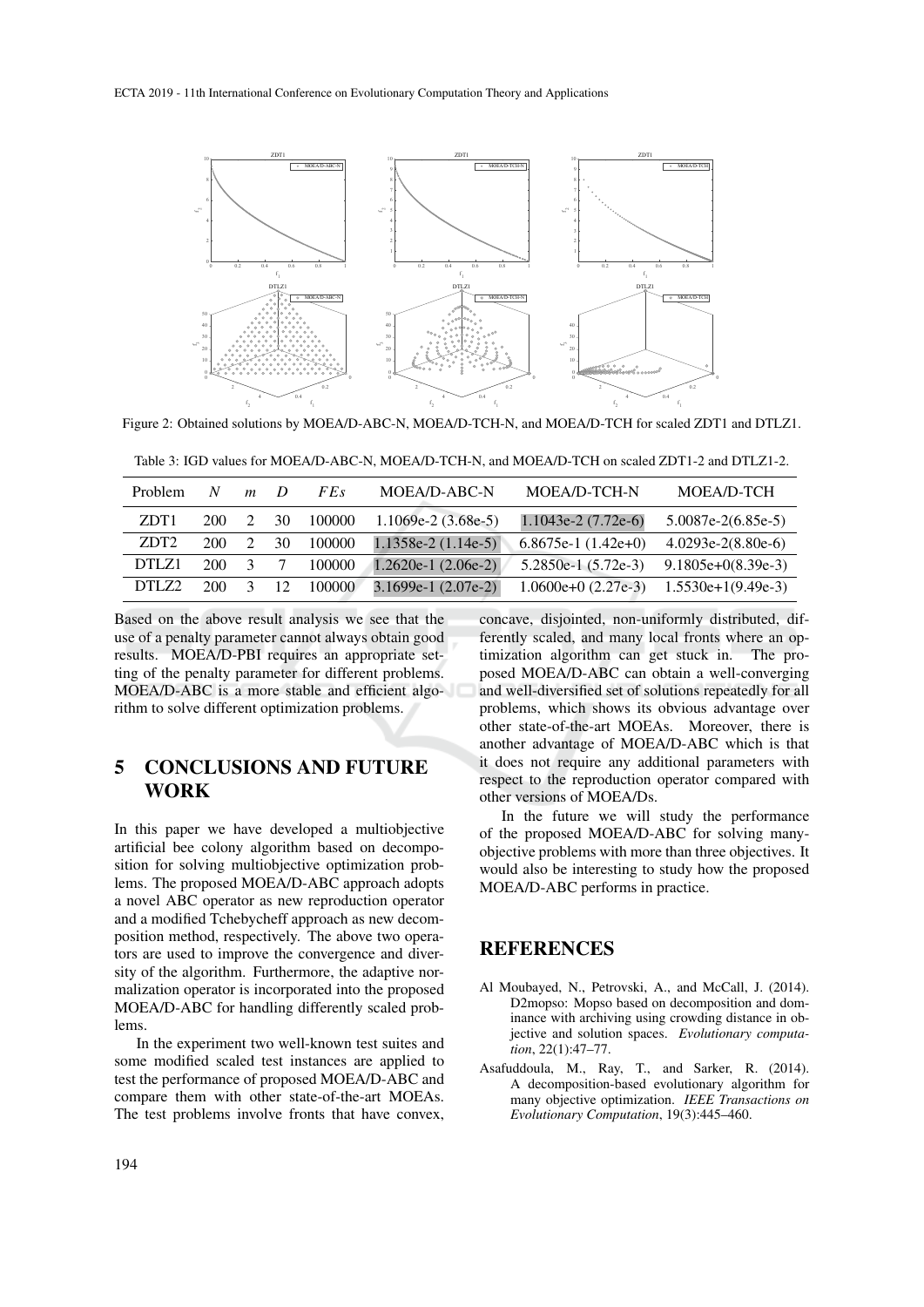Figure 2: Obtained solutions by MOEA/D-ABC-N, MOEA/D-TCH-N, and MOEA/D-TCH for scaled ZDT1 and DTLZ1.

Table 3: IGD values for MOEA/D-ABC-N, MOEA/D-TCH-N, and MOEA/D-TCH on scaled ZDT1-2 and DTLZ1-2.

| Problem | $N$ | $m$ | $D$ | $FEs$ | MOEA/D-ABC-N | MOEA/D-TCH-N | MOEA/D-TCH |
|---|---|---|---|---|---|---|---|
| ZDT1 | 200 | 2 | 30 | 100000 | 1.1069e-2 (3.68e-5) | 1.1043e-2 (7.72e-6) | 5.0087e-2(6.85e-5) |
| ZDT2 | 200 | 2 | 30 | 100000 | 1.1358e-2 (1.14e-5) | 6.8675e-1 (1.42e+0) | 4.0293e-2(8.80e-6) |
| DTLZ1 | 200 | 3 | 7 | 100000 | 1.2620e-1 (2.06e-2) | 5.2850e-1 (5.72e-3) | 9.1805e+0(8.39e-3) |
| DTLZ2 | 200 | 3 | 12 | 100000 | 3.1699e-1 (2.07e-2) | 1.0600e+0 (2.27e-3) | 1.5530e+1(9.49e-3) |

Based on the above result analysis we see that the use of a penalty parameter cannot always obtain good results. MOEA/D-PBI requires an appropriate setting of the penalty parameter for different problems. MOEA/D-ABC is a more stable and efficient algorithm to solve different optimization problems.

## 5 CONCLUSIONS AND FUTURE WORK

In this paper we have developed a multiobjective artificial bee colony algorithm based on decomposition for solving multiobjective optimization problems. The proposed MOEA/D-ABC approach adopts a novel ABC operator as new reproduction operator and a modified Tchebycheff approach as new decomposition method, respectively. The above two operators are used to improve the convergence and diversity of the algorithm. Furthermore, the adaptive normalization operator is incorporated into the proposed MOEA/D-ABC for handling differently scaled problems.

In the experiment two well-known test suites and some modified scaled test instances are applied to test the performance of proposed MOEA/D-ABC and compare them with other state-of-the-art MOEAs. The test problems involve fronts that have convex, concave, disjointed, non-uniformly distributed, differently scaled, and many local fronts where an optimization algorithm can get stuck in. The proposed MOEA/D-ABC can obtain a well-converging and well-diversified set of solutions repeatedly for all problems, which shows its obvious advantage over other state-of-the-art MOEAs. Moreover, there is another advantage of MOEA/D-ABC which is that it does not require any additional parameters with respect to the reproduction operator compared with other versions of MOEA/Ds.

In the future we will study the performance of the proposed MOEA/D-ABC for solving many-objective problems with more than three objectives. It would also be interesting to study how the proposed MOEA/D-ABC performs in practice.

## REFERENCES

Al Moubayed, N., Petrovski, A., and McCall, J. (2014). D2mopso: Mopso based on decomposition and dominance with archiving using crowding distance in objective and solution spaces. *Evolutionary computation*, 22(1):47–77.

Asafuddoula, M., Ray, T., and Sarker, R. (2014). A decomposition-based evolutionary algorithm for many objective optimization. *IEEE Transactions on Evolutionary Computation*, 19(3):445–460.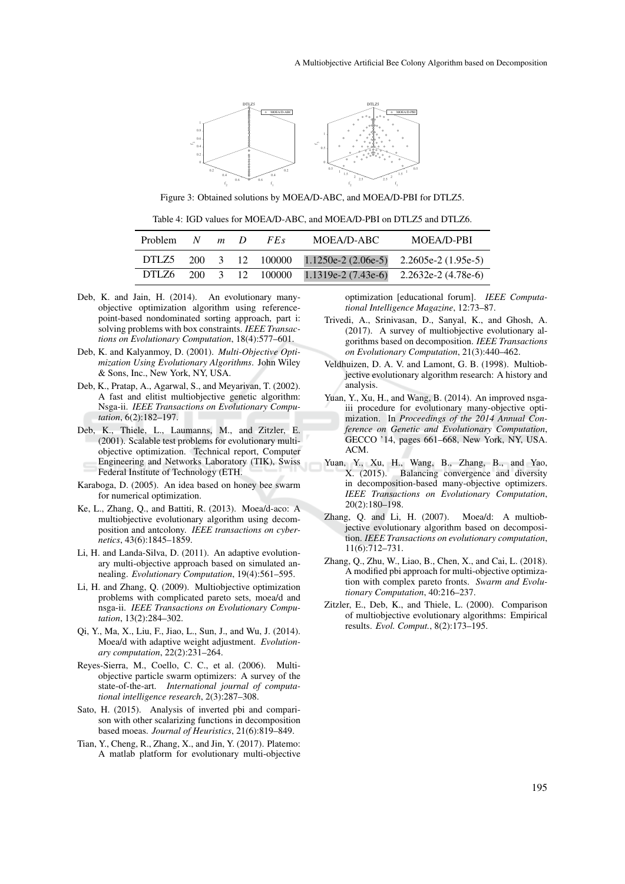DTLZ5

MOEA/D-ABC

$f_3$

1

0.8

0.6

0.4

0.2

0

0.2

0.4

0.6

$f_2$

0.6

0.4

0.2

$f_1$

DTLZ5

MOEA/D-PBI

$f_3$

1

0.5

0

0.5

1

1.5

2

2.5

$f_2$

2.5

2

1.5

1

0.5

$f_1$

Figure 3: Obtained solutions by MOEA/D-ABC, and MOEA/D-PBI for DTLZ5.

Table 4: IGD values for MOEA/D-ABC, and MOEA/D-PBI on DTLZ5 and DTLZ6.

| Problem | $N$ | $m$ | $D$ | $FEs$ | MOEA/D-ABC | MOEA/D-PBI |
|---|---|---|---|---|---|---|
| DTLZ5 | 200 | 3 | 12 | 100000 | 1.1250e-2 (2.06e-5) | 2.2605e-2 (1.95e-5) |
| DTLZ6 | 200 | 3 | 12 | 100000 | 1.1319e-2 (7.43e-6) | 2.2632e-2 (4.78e-6) |

Deb, K. and Jain, H. (2014). An evolutionary many-objective optimization algorithm using reference-point-based nondominated sorting approach, part i: solving problems with box constraints. *IEEE Transactions on Evolutionary Computation*, 18(4):577–601.

Deb, K. and Kalyanmoy, D. (2001). *Multi-Objective Optimization Using Evolutionary Algorithms*. John Wiley & Sons, Inc., New York, NY, USA.

Deb, K., Pratap, A., Agarwal, S., and Meyarivan, T. (2002). A fast and elitist multiobjective genetic algorithm: Nsga-ii. *IEEE Transactions on Evolutionary Computation*, 6(2):182–197.

Deb, K., Thiele, L., Laumanns, M., and Zitzler, E. (2001). Scalable test problems for evolutionary multi-objective optimization. Technical report, Computer Engineering and Networks Laboratory (TIK), Swiss Federal Institute of Technology (ETH.

Karaboga, D. (2005). An idea based on honey bee swarm for numerical optimization.

Ke, L., Zhang, Q., and Battiti, R. (2013). Moea/d-aco: A multiobjective evolutionary algorithm using decomposition and antcolony. *IEEE transactions on cybernetics*, 43(6):1845–1859.

Li, H. and Landa-Silva, D. (2011). An adaptive evolutionary multi-objective approach based on simulated annealing. *Evolutionary Computation*, 19(4):561–595.

Li, H. and Zhang, Q. (2009). Multiobjective optimization problems with complicated pareto sets, moea/d and nsga-ii. *IEEE Transactions on Evolutionary Computation*, 13(2):284–302.

Qi, Y., Ma, X., Liu, F., Jiao, L., Sun, J., and Wu, J. (2014). Moea/d with adaptive weight adjustment. *Evolutionary computation*, 22(2):231–264.

Reyes-Sierra, M., Coello, C. C., et al. (2006). Multi-objective particle swarm optimizers: A survey of the state-of-the-art. *International journal of computational intelligence research*, 2(3):287–308.

Sato, H. (2015). Analysis of inverted pbi and comparison with other scalarizing functions in decomposition based moeas. *Journal of Heuristics*, 21(6):819–849.

Tian, Y., Cheng, R., Zhang, X., and Jin, Y. (2017). Platemo: A matlab platform for evolutionary multi-objective optimization [educational forum]. *IEEE Computational Intelligence Magazine*, 12:73–87.

Trivedi, A., Srinivasan, D., Sanyal, K., and Ghosh, A. (2017). A survey of multiobjective evolutionary algorithms based on decomposition. *IEEE Transactions on Evolutionary Computation*, 21(3):440–462.

Veldhuizen, D. A. V. and Lamont, G. B. (1998). Multiobjective evolutionary algorithm research: A history and analysis.

Yuan, Y., Xu, H., and Wang, B. (2014). An improved nsga-iii procedure for evolutionary many-objective optimization. In *Proceedings of the 2014 Annual Conference on Genetic and Evolutionary Computation*, GECCO '14, pages 661–668, New York, NY, USA. ACM.

Yuan, Y., Xu, H., Wang, B., Zhang, B., and Yao, X. (2015). Balancing convergence and diversity in decomposition-based many-objective optimizers. *IEEE Transactions on Evolutionary Computation*, 20(2):180–198.

Zhang, Q. and Li, H. (2007). Moea/d: A multiobjective evolutionary algorithm based on decomposition. *IEEE Transactions on evolutionary computation*, 11(6):712–731.

Zhang, Q., Zhu, W., Liao, B., Chen, X., and Cai, L. (2018). A modified pbi approach for multi-objective optimization with complex pareto fronts. *Swarm and Evolutionary Computation*, 40:216–237.

Zitzler, E., Deb, K., and Thiele, L. (2000). Comparison of multiobjective evolutionary algorithms: Empirical results. *Evol. Comput.*, 8(2):173–195.